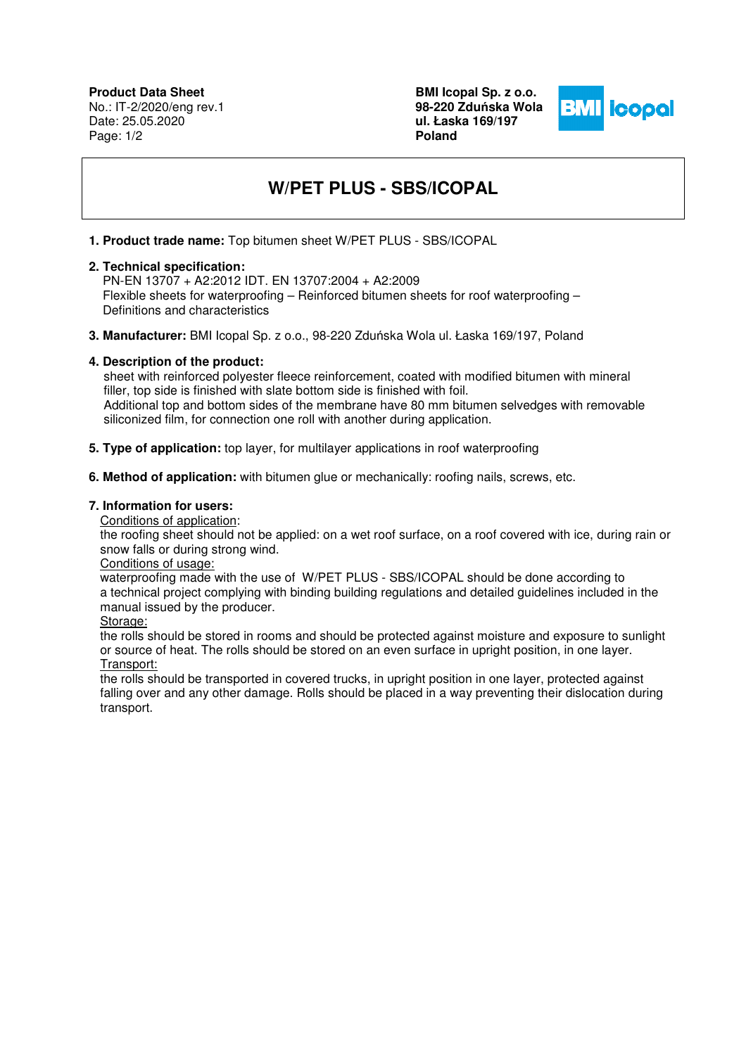**Product Data Sheet**
No.: IT-2/2020/eng rev.1
Date: 25.05.2020

**BMI Icopal Sp. z o.o.**
**98-220 Zduńska Wola**
**ul. Łaska 169/197**
**Poland**

# W/PET PLUS - SBS/ICOPAL

1. **Product trade name:** Top bitumen sheet W/PET PLUS - SBS/ICOPAL

2. **Technical specification:**
   PN-EN 13707 + A2:2012 IDT. EN 13707:2004 + A2:2009
   Flexible sheets for waterproofing – Reinforced bitumen sheets for roof waterproofing – Definitions and characteristics

3. **Manufacturer:** BMI Icopal Sp. z o.o., 98-220 Zduńska Wola ul. Łaska 169/197, Poland

4. **Description of the product:**
   sheet with reinforced polyester fleece reinforcement, coated with modified bitumen with mineral filler, top side is finished with slate bottom side is finished with foil.
   Additional top and bottom sides of the membrane have 80 mm bitumen selvedges with removable siliconized film, for connection one roll with another during application.

5. **Type of application:** top layer, for multilayer applications in roof waterproofing

6. **Method of application:** with bitumen glue or mechanically: roofing nails, screws, etc.

7. **Information for users:**

   Conditions of application:
   the roofing sheet should not be applied: on a wet roof surface, on a roof covered with ice, during rain or snow falls or during strong wind.

   Conditions of usage:
   waterproofing made with the use of W/PET PLUS - SBS/ICOPAL should be done according to a technical project complying with binding building regulations and detailed guidelines included in the manual issued by the producer.

   Storage:
   the rolls should be stored in rooms and should be protected against moisture and exposure to sunlight or source of heat. The rolls should be stored on an even surface in upright position, in one layer.

   Transport:
   the rolls should be transported in covered trucks, in upright position in one layer, protected against falling over and any other damage. Rolls should be placed in a way preventing their dislocation during transport.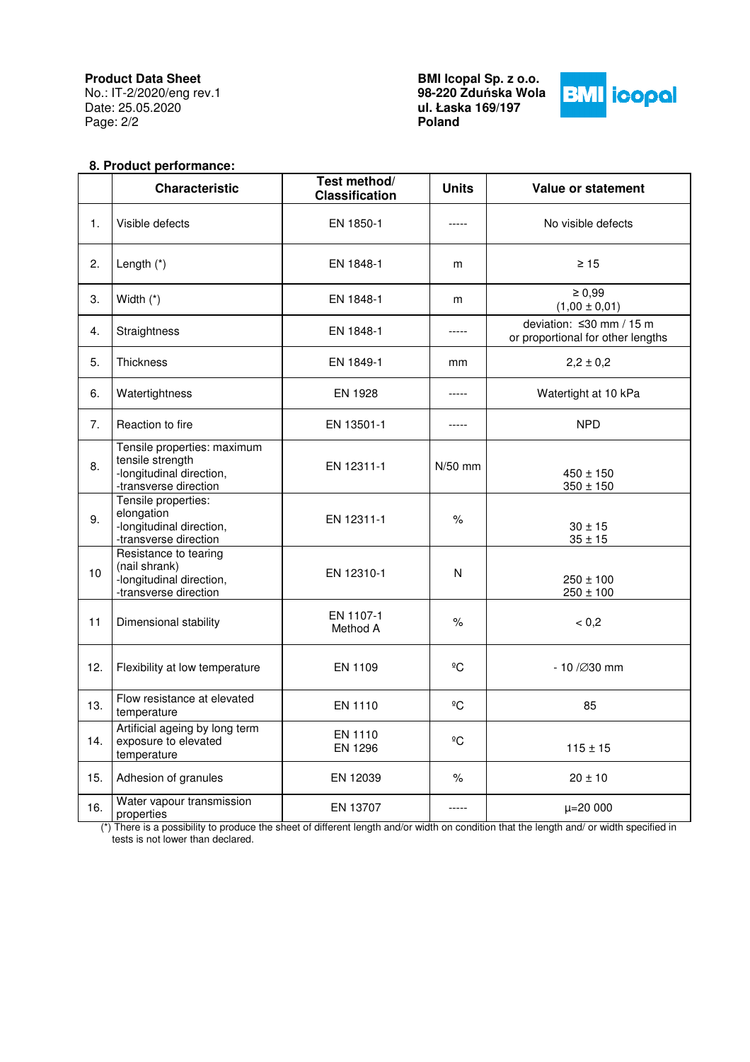**Product Data Sheet**
No.: IT-2/2020/eng rev.1
Date: 25.05.2020
Page: 2/2

**BMI Icopal Sp. z o.o.**
**98-220 Zduńska Wola**
**ul. Łaska 169/197**
**Poland**

**8. Product performance:**

| | Characteristic | Test method/ Classification | Units | Value or statement |
|---|---|---|---|---|
| 1. | Visible defects | EN 1850-1 | ----- | No visible defects |
| 2. | Length (*) | EN 1848-1 | m | ≥ 15 |
| 3. | Width (*) | EN 1848-1 | m | ≥ 0,99<br>(1,00 ± 0,01) |
| 4. | Straightness | EN 1848-1 | ----- | deviation: ≤30 mm / 15 m<br>or proportional for other lengths |
| 5. | Thickness | EN 1849-1 | mm | 2,2 ± 0,2 |
| 6. | Watertightness | EN 1928 | ----- | Watertight at 10 kPa |
| 7. | Reaction to fire | EN 13501-1 | ----- | NPD |
| 8. | Tensile properties: maximum tensile strength<br>-longitudinal direction,<br>-transverse direction | EN 12311-1 | N/50 mm | 450 ± 150<br>350 ± 150 |
| 9. | Tensile properties: elongation<br>-longitudinal direction,<br>-transverse direction | EN 12311-1 | % | 30 ± 15<br>35 ± 15 |
| 10 | Resistance to tearing (nail shrank)<br>-longitudinal direction,<br>-transverse direction | EN 12310-1 | N | 250 ± 100<br>250 ± 100 |
| 11 | Dimensional stability | EN 1107-1<br>Method A | % | < 0,2 |
| 12. | Flexibility at low temperature | EN 1109 | ºC | - 10 /∅30 mm |
| 13. | Flow resistance at elevated temperature | EN 1110 | ºC | 85 |
| 14. | Artificial ageing by long term exposure to elevated temperature | EN 1110<br>EN 1296 | ºC | 115 ± 15 |
| 15. | Adhesion of granules | EN 12039 | % | 20 ± 10 |
| 16. | Water vapour transmission properties | EN 13707 | ----- | μ=20 000 |

(*) There is a possibility to produce the sheet of different length and/or width on condition that the length and/ or width specified in tests is not lower than declared.